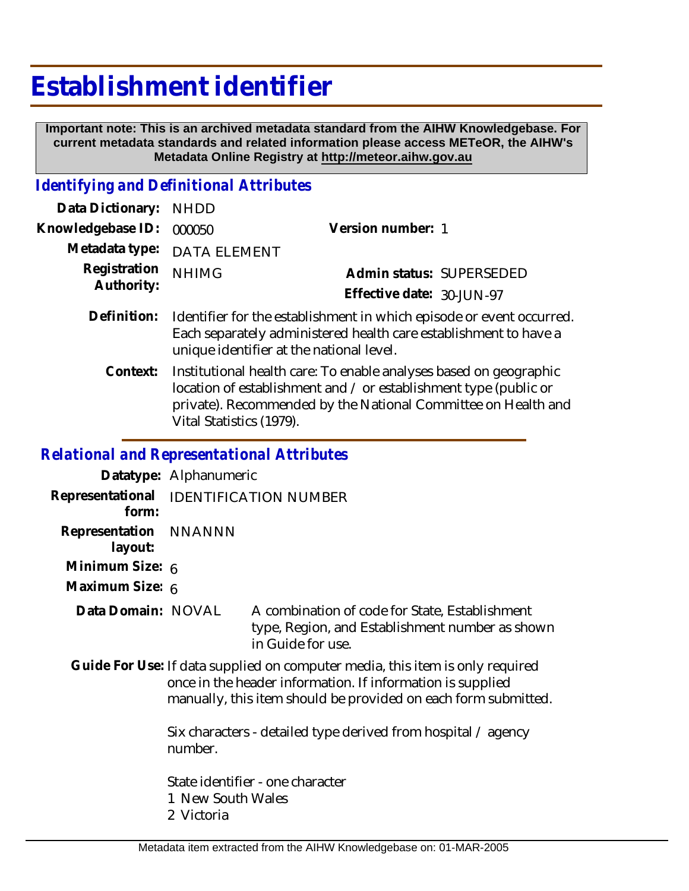# Establishment identifier

**Important note: This is an archived metadata standard from the AIHW Knowledgebase. For current metadata standards and related information please access METeOR, the AIHW's Metadata Online Registry at http://meteor.aihw.gov.au**

## *Identifying and Definitional Attributes*

**Data Dictionary:** NHDD

**Knowledgebase ID:** 000050

**Version number:** 1

**Metadata type:** DATA ELEMENT

**Registration Authority:** NHIMG

**Admin status:** SUPERSEDED

**Effective date:** 30-JUN-97

**Definition:** Identifier for the establishment in which episode or event occurred. Each separately administered health care establishment to have a unique identifier at the national level.

**Context:** Institutional health care: To enable analyses based on geographic location of establishment and / or establishment type (public or private). Recommended by the National Committee on Health and Vital Statistics (1979).

## *Relational and Representational Attributes*

**Datatype:** Alphanumeric

**Representational form:** IDENTIFICATION NUMBER

**Representation layout:** NNANNN

**Minimum Size:** 6

**Maximum Size:** 6

**Data Domain:** NOVAL — A combination of code for State, Establishment type, Region, and Establishment number as shown in Guide for use.

**Guide For Use:** If data supplied on computer media, this item is only required once in the header information. If information is supplied manually, this item should be provided on each form submitted.

Six characters - detailed type derived from hospital / agency number.

State identifier - one character
1 New South Wales
2 Victoria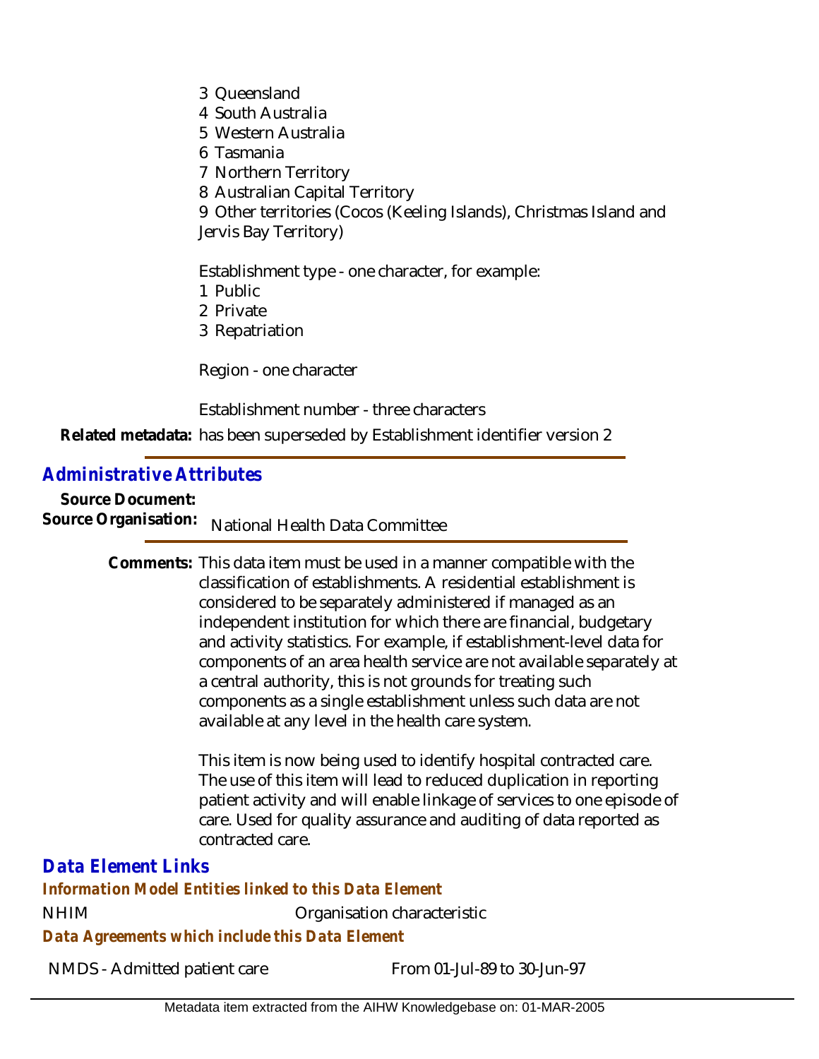3 Queensland
4 South Australia
5 Western Australia
6 Tasmania
7 Northern Territory
8 Australian Capital Territory
9 Other territories (Cocos (Keeling Islands), Christmas Island and Jervis Bay Territory)

Establishment type - one character, for example:
1 Public
2 Private
3 Repatriation

Region - one character

Establishment number - three characters

**Related metadata:** has been superseded by Establishment identifier version 2

## Administrative Attributes

**Source Document:**

**Source Organisation:** National Health Data Committee

**Comments:** This data item must be used in a manner compatible with the classification of establishments. A residential establishment is considered to be separately administered if managed as an independent institution for which there are financial, budgetary and activity statistics. For example, if establishment-level data for components of an area health service are not available separately at a central authority, this is not grounds for treating such components as a single establishment unless such data are not available at any level in the health care system.

This item is now being used to identify hospital contracted care. The use of this item will lead to reduced duplication in reporting patient activity and will enable linkage of services to one episode of care. Used for quality assurance and auditing of data reported as contracted care.

## Data Element Links

### Information Model Entities linked to this Data Element

| | |
|---|---|
| NHIM | Organisation characteristic |

### Data Agreements which include this Data Element

| | |
|---|---|
| NMDS - Admitted patient care | From 01-Jul-89 to 30-Jun-97 |

Metadata item extracted from the AIHW Knowledgebase on: 01-MAR-2005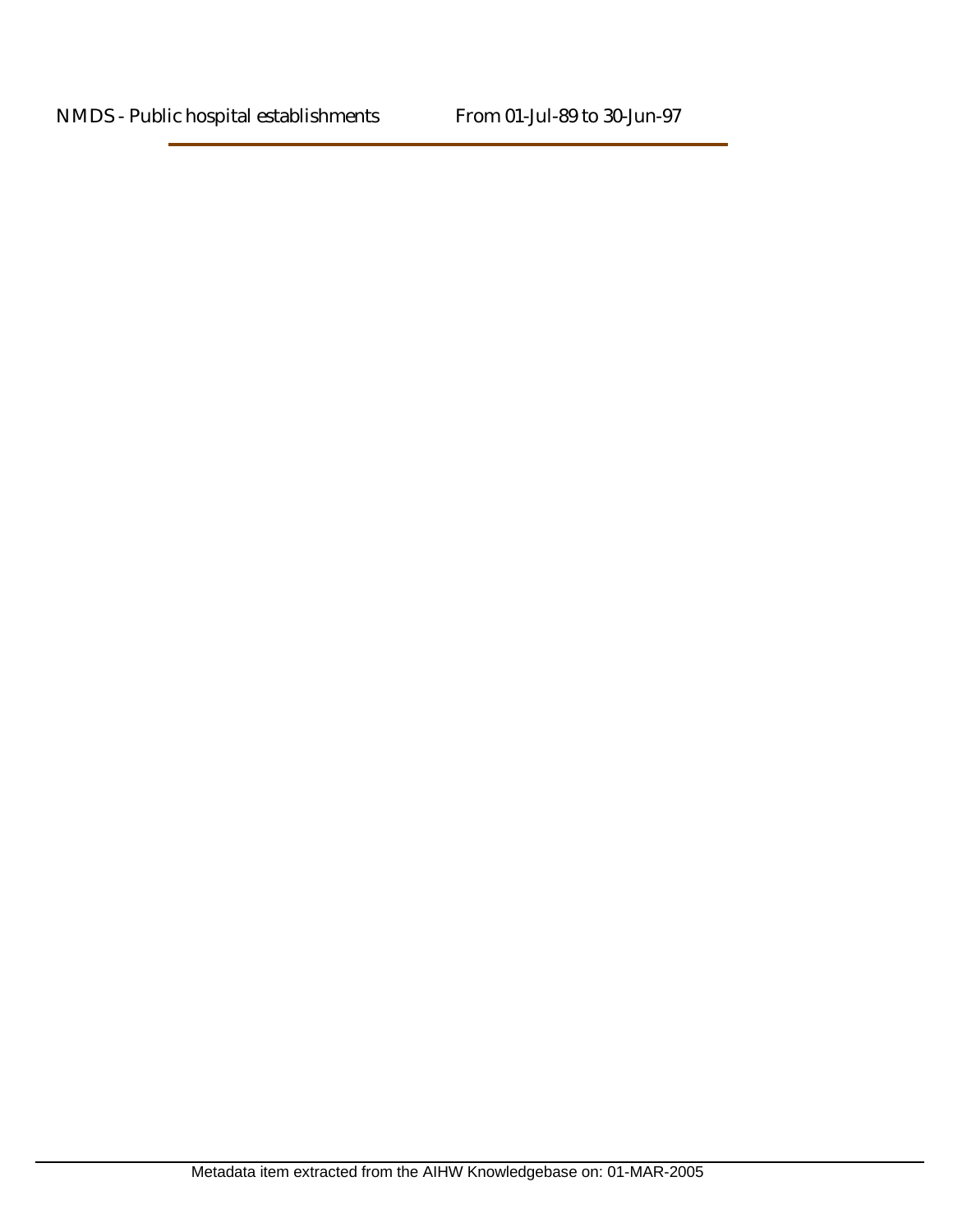NMDS - Public hospital establishments From 01-Jul-89 to 30-Jun-97